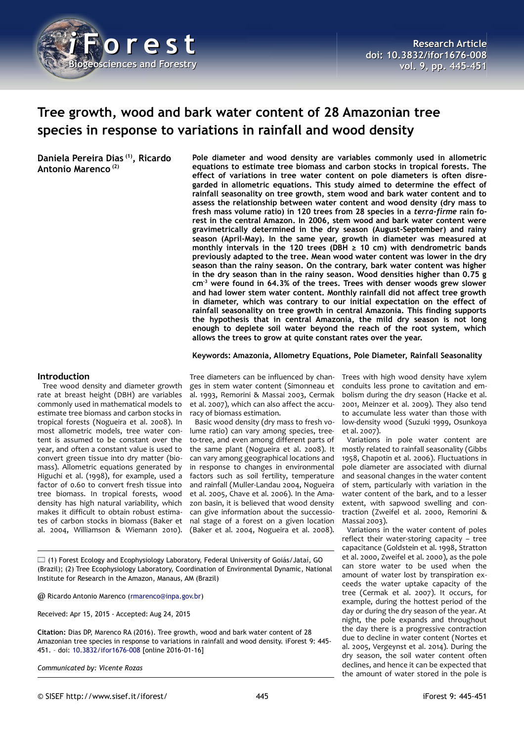Research Article
doi: 10.3832/ifor1676-008

# Tree growth, wood and bark water content of 28 Amazonian tree species in response to variations in rainfall and wood density

**Daniela Pereira Dias [(1)], Ricardo Antonio Marenco [(2)]**

**Pole diameter and wood density are variables commonly used in allometric equations to estimate tree biomass and carbon stocks in tropical forests. The effect of variations in tree water content on pole diameters is often disregarded in allometric equations. This study aimed to determine the effect of rainfall seasonality on tree growth, stem wood and bark water content and to assess the relationship between water content and wood density (dry mass to fresh mass volume ratio) in 120 trees from 28 species in a *terra-firme* rain forest in the central Amazon. In 2006, stem wood and bark water content were gravimetrically determined in the dry season (August-September) and rainy season (April-May). In the same year, growth in diameter was measured at monthly intervals in the 120 trees (DBH ≥ 10 cm) with dendrometric bands previously adapted to the tree. Mean wood water content was lower in the dry season than the rainy season. On the contrary, bark water content was higher in the dry season than in the rainy season. Wood densities higher than 0.75 g cm$^{-3}$ were found in 64.3% of the trees. Trees with denser woods grew slower and had lower stem water content. Monthly rainfall did not affect tree growth in diameter, which was contrary to our initial expectation on the effect of rainfall seasonality on tree growth in central Amazonia. This finding supports the hypothesis that in central Amazonia, the mild dry season is not long enough to deplete soil water beyond the reach of the root system, which allows the trees to grow at quite constant rates over the year.**

**Keywords: Amazonia, Allometry Equations, Pole Diameter, Rainfall Seasonality**

## Introduction

Tree wood density and diameter growth rate at breast height (DBH) are variables commonly used in mathematical models to estimate tree biomass and carbon stocks in tropical forests (Nogueira et al. 2008). In most allometric models, tree water content is assumed to be constant over the year, and often a constant value is used to convert green tissue into dry matter (biomass). Allometric equations generated by Higuchi et al. (1998), for example, used a factor of 0.60 to convert fresh tissue into tree biomass. In tropical forests, wood density has high natural variability, which makes it difficult to obtain robust estimates of carbon stocks in biomass (Baker et al. 2004, Williamson & Wiemann 2010). Tree diameters can be influenced by changes in stem water content (Simonneau et al. 1993, Remorini & Massai 2003, Cermak et al. 2007), which can also affect the accuracy of biomass estimation.

Basic wood density (dry mass to fresh volume ratio) can vary among species, tree-to-tree, and even among different parts of the same plant (Nogueira et al. 2008). It can vary among geographical locations and in response to changes in environmental factors such as soil fertility, temperature and rainfall (Muller-Landau 2004, Nogueira et al. 2005, Chave et al. 2006). In the Amazon basin, it is believed that wood density can give information about the successional stage of a forest on a given location (Baker et al. 2004, Nogueira et al. 2008). Trees with high wood density have xylem conduits less prone to cavitation and embolism during the dry season (Hacke et al. 2001, Meinzer et al. 2009). They also tend to accumulate less water than those with low-density wood (Suzuki 1999, Osunkoya et al. 2007).

Variations in pole water content are mostly related to rainfall seasonality (Gibbs 1958, Chapotin et al. 2006). Fluctuations in pole diameter are associated with diurnal and seasonal changes in the water content of stem, particularly with variation in the water content of the bark, and to a lesser extent, with sapwood swelling and contraction (Zweifel et al. 2000, Remorini & Massai 2003).

Variations in the water content of poles reflect their water-storing capacity – tree capacitance (Goldstein et al. 1998, Stratton et al. 2000, Zweifel et al. 2000), as the pole can store water to be used when the amount of water lost by transpiration exceeds the water uptake capacity of the tree (Cermak et al. 2007). It occurs, for example, during the hottest period of the day or during the dry season of the year. At night, the pole expands and throughout the day there is a progressive contraction due to decline in water content (Nortes et al. 2005, Vergeynst et al. 2014). During the dry season, the soil water content often declines, and hence it can be expected that the amount of water stored in the pole is

---

(1) Forest Ecology and Ecophysiology Laboratory, Federal University of Goiás/Jataí, GO (Brazil); (2) Tree Ecophysiology Laboratory, Coordination of Environmental Dynamic, National Institute for Research in the Amazon, Manaus, AM (Brazil)

@ Ricardo Antonio Marenco (rmarenco@inpa.gov.br)

Received: Apr 15, 2015 - Accepted: Aug 24, 2015

**Citation:** Dias DP, Marenco RA (2016). Tree growth, wood and bark water content of 28 Amazonian tree species in response to variations in rainfall and wood density. iForest 9: 445-451. – doi: 10.3832/ifor1676-008 [online 2016-01-16]

*Communicated by: Vicente Rozas*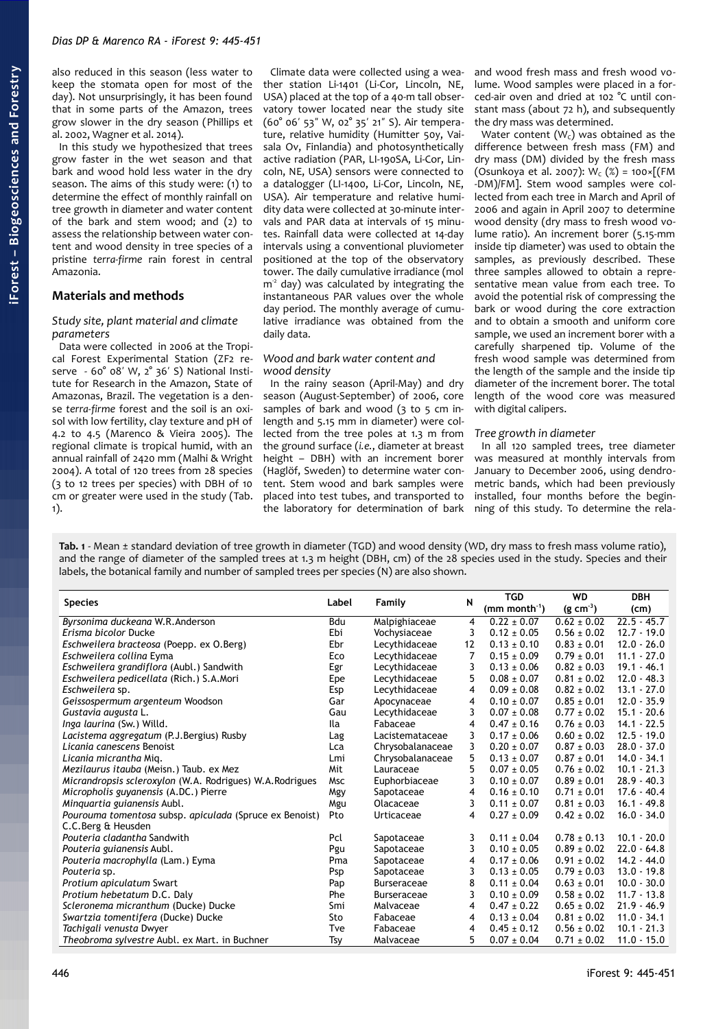also reduced in this season (less water to keep the stoma open for most of the day). Not unsurprisingly, it has been found that in some parts of the Amazon, trees grow slower in the dry season (Phillips et al. 2002, Wagner et al. 2014).

In this study we hypothesized that trees grow faster in the wet season and that bark and wood hold less water in the dry season. The aims of this study were: (1) to determine the effect of monthly rainfall on tree growth in diameter and water content of the bark and stem wood; and (2) to assess the relationship between water content and wood density in tree species of a pristine *terra-firme* rain forest in central Amazonia.

## Materials and methods

### Study site, plant material and climate parameters

Data were collected in 2006 at the Tropical Forest Experimental Station (ZF2 reserve - 60° 08′ W, 2° 36′ S) National Institute for Research in the Amazon, State of Amazonas, Brazil. The vegetation is a dense *terra-firme* forest and the soil is an oxisol with low fertility, clay texture and pH of 4.2 to 4.5 (Marenco & Vieira 2005). The regional climate is tropical humid, with an annual rainfall of 2420 mm (Malhi & Wright 2004). A total of 120 trees from 28 species (3 to 12 trees per species) with DBH of 10 cm or greater were used in the study (Tab. 1).

Climate data were collected using a weather station Li-1401 (Li-Cor, Lincoln, NE, USA) placed at the top of a 40-m tall observatory tower located near the study site (60° 06′ 53″ W, 02° 35′ 21″ S). Air temperature, relative humidity (Humitter 50y, Vaisala Ov, Finlandia) and photosynthetically active radiation (PAR, LI-190SA, Li-Cor, Lincoln, NE, USA) sensors were connected to a datalogger (LI-1400, Li-Cor, Lincoln, NE, USA). Air temperature and relative humidity data were collected at 30-minute intervals and PAR data at intervals of 15 minutes. Rainfall data were collected at 14-day intervals using a conventional pluviometer positioned at the top of the observatory tower. The daily cumulative irradiance (mol m$^{-2}$ day) was calculated by integrating the instantaneous PAR values over the whole day period. The monthly average of cumulative irradiance was obtained from the daily data.

### Wood and bark water content and wood density

In the rainy season (April-May) and dry season (August-September) of 2006, core samples of bark and wood (3 to 5 cm in length and 5.15 mm in diameter) were collected from the tree poles at 1.3 m from the ground surface (*i.e.*, diameter at breast height – DBH) with an increment borer (Haglöf, Sweden) to determine water content. Stem wood and bark samples were placed into test tubes, and transported to the laboratory for determination of bark and wood fresh mass and fresh wood volume. Wood samples were placed in a forced-air oven and dried at 102 °C until constant mass (about 72 h), and subsequently the dry mass was determined.

Water content ($W_C$) was obtained as the difference between fresh mass (FM) and dry mass (DM) divided by the fresh mass (Osunkoya et al. 2007): $W_C$ (%) = 100×[(FM -DM)/FM]. Stem wood samples were collected from each tree in March and April of 2006 and again in April 2007 to determine wood density (dry mass to fresh wood volume ratio). An increment borer (5.15-mm inside tip diameter) was used to obtain the samples, as previously described. These three samples allowed to obtain a representative mean value from each tree. To avoid the potential risk of compressing the bark or wood during the core extraction and to obtain a smooth and uniform core sample, we used an increment borer with a carefully sharpened tip. Volume of the fresh wood sample was determined from the length of the sample and the inside tip diameter of the increment borer. The total length of the wood core was measured with digital calipers.

### Tree growth in diameter

In all 120 sampled trees, tree diameter was measured at monthly intervals from January to December 2006, using dendrometric bands, which had been previously installed, four months before the beginning of this study. To determine the rela-

**Tab. 1** - Mean ± standard deviation of tree growth in diameter (TGD) and wood density (WD, dry mass to fresh mass volume ratio), and the range of diameter of the sampled trees at 1.3 m height (DBH, cm) of the 28 species used in the study. Species and their labels, the botanical family and number of sampled trees per species (N) are also shown.

| Species | Label | Family | N | TGD (mm month$^{-1}$) | WD (g cm$^{-3}$) | DBH (cm) |
|---|---|---|---|---|---|---|
| *Byrsonima duckeana* W.R.Anderson | Bdu | Malpighiaceae | 4 | 0.22 ± 0.07 | 0.62 ± 0.02 | 22.5 - 45.7 |
| *Erisma bicolor* Ducke | Ebi | Vochysiaceae | 3 | 0.12 ± 0.05 | 0.56 ± 0.02 | 12.7 - 19.0 |
| *Eschweilera bracteosa* (Poepp. ex O.Berg) | Ebr | Lecythidaceae | 12 | 0.13 ± 0.10 | 0.83 ± 0.01 | 12.0 - 26.0 |
| *Eschweilera collina* Eyma | Eco | Lecythidaceae | 7 | 0.15 ± 0.09 | 0.79 ± 0.01 | 11.1 - 27.0 |
| *Eschweilera grandiflora* (Aubl.) Sandwith | Egr | Lecythidaceae | 3 | 0.13 ± 0.06 | 0.82 ± 0.03 | 19.1 - 46.1 |
| *Eschweilera pedicellata* (Rich.) S.A.Mori | Epe | Lecythidaceae | 5 | 0.08 ± 0.07 | 0.81 ± 0.02 | 12.0 - 48.3 |
| *Eschweilera* sp. | Esp | Lecythidaceae | 4 | 0.09 ± 0.08 | 0.82 ± 0.02 | 13.1 - 27.0 |
| *Geissospermum argenteum* Woodson | Gar | Apocynaceae | 4 | 0.10 ± 0.07 | 0.85 ± 0.01 | 12.0 - 35.9 |
| *Gustavia augusta* L. | Gau | Lecythidaceae | 3 | 0.07 ± 0.08 | 0.77 ± 0.02 | 15.1 - 20.6 |
| *Inga laurina* (Sw.) Willd. | Ila | Fabaceae | 4 | 0.47 ± 0.16 | 0.76 ± 0.03 | 14.1 - 22.5 |
| *Lacistema aggregatum* (P.J.Bergius) Rusby | Lag | Lacistemataceae | 3 | 0.17 ± 0.06 | 0.60 ± 0.02 | 12.5 - 19.0 |
| *Licania canescens* Benoist | Lca | Chrysobalanaceae | 3 | 0.20 ± 0.07 | 0.87 ± 0.03 | 28.0 - 37.0 |
| *Licania micrantha* Miq. | Lmi | Chrysobalanaceae | 5 | 0.13 ± 0.07 | 0.87 ± 0.01 | 14.0 - 34.1 |
| *Mezilaurus itauba* (Meisn.) Taub. ex Mez | Mit | Lauraceae | 5 | 0.07 ± 0.05 | 0.76 ± 0.02 | 10.1 - 21.3 |
| *Micrandropsis scleroxylon* (W.A. Rodrigues) W.A.Rodrigues | Msc | Euphorbiaceae | 3 | 0.10 ± 0.07 | 0.89 ± 0.01 | 28.9 - 40.3 |
| *Micropholis guyanensis* (A.DC.) Pierre | Mgy | Sapotaceae | 4 | 0.16 ± 0.10 | 0.71 ± 0.01 | 17.6 - 40.4 |
| *Minquartia guianensis* Aubl. | Mgu | Olacaceae | 3 | 0.11 ± 0.07 | 0.81 ± 0.03 | 16.1 - 49.8 |
| *Pourouma tomentosa* subsp. *apiculada* (Spruce ex Benoist) C.C.Berg & Heusden | Pto | Urticaceae | 4 | 0.27 ± 0.09 | 0.42 ± 0.02 | 16.0 - 34.0 |
| *Pouteria cladantha* Sandwith | Pcl | Sapotaceae | 3 | 0.11 ± 0.04 | 0.78 ± 0.13 | 10.1 - 20.0 |
| *Pouteria guianensis* Aubl. | Pgu | Sapotaceae | 3 | 0.10 ± 0.05 | 0.89 ± 0.02 | 22.0 - 64.8 |
| *Pouteria macrophylla* (Lam.) Eyma | Pma | Sapotaceae | 4 | 0.17 ± 0.06 | 0.91 ± 0.02 | 14.2 - 44.0 |
| *Pouteria* sp. | Psp | Sapotaceae | 3 | 0.13 ± 0.05 | 0.79 ± 0.03 | 13.0 - 19.8 |
| *Protium apiculatum* Swart | Pap | Burseraceae | 8 | 0.11 ± 0.04 | 0.63 ± 0.01 | 10.0 - 30.0 |
| *Protium hebetatum* D.C. Daly | Phe | Burseraceae | 3 | 0.10 ± 0.09 | 0.58 ± 0.02 | 11.7 - 13.8 |
| *Scleronema micranthum* (Ducke) Ducke | Smi | Malvaceae | 4 | 0.47 ± 0.22 | 0.65 ± 0.02 | 21.9 - 46.9 |
| *Swartzia tomentifera* (Ducke) Ducke | Sto | Fabaceae | 4 | 0.13 ± 0.04 | 0.81 ± 0.02 | 11.0 - 34.1 |
| *Tachigali venusta* Dwyer | Tve | Fabaceae | 4 | 0.45 ± 0.12 | 0.56 ± 0.02 | 10.1 - 21.3 |
| *Theobroma sylvestre* Aubl. ex Mart. in Buchner | Tsy | Malvaceae | 5 | 0.07 ± 0.04 | 0.71 ± 0.02 | 11.0 - 15.0 |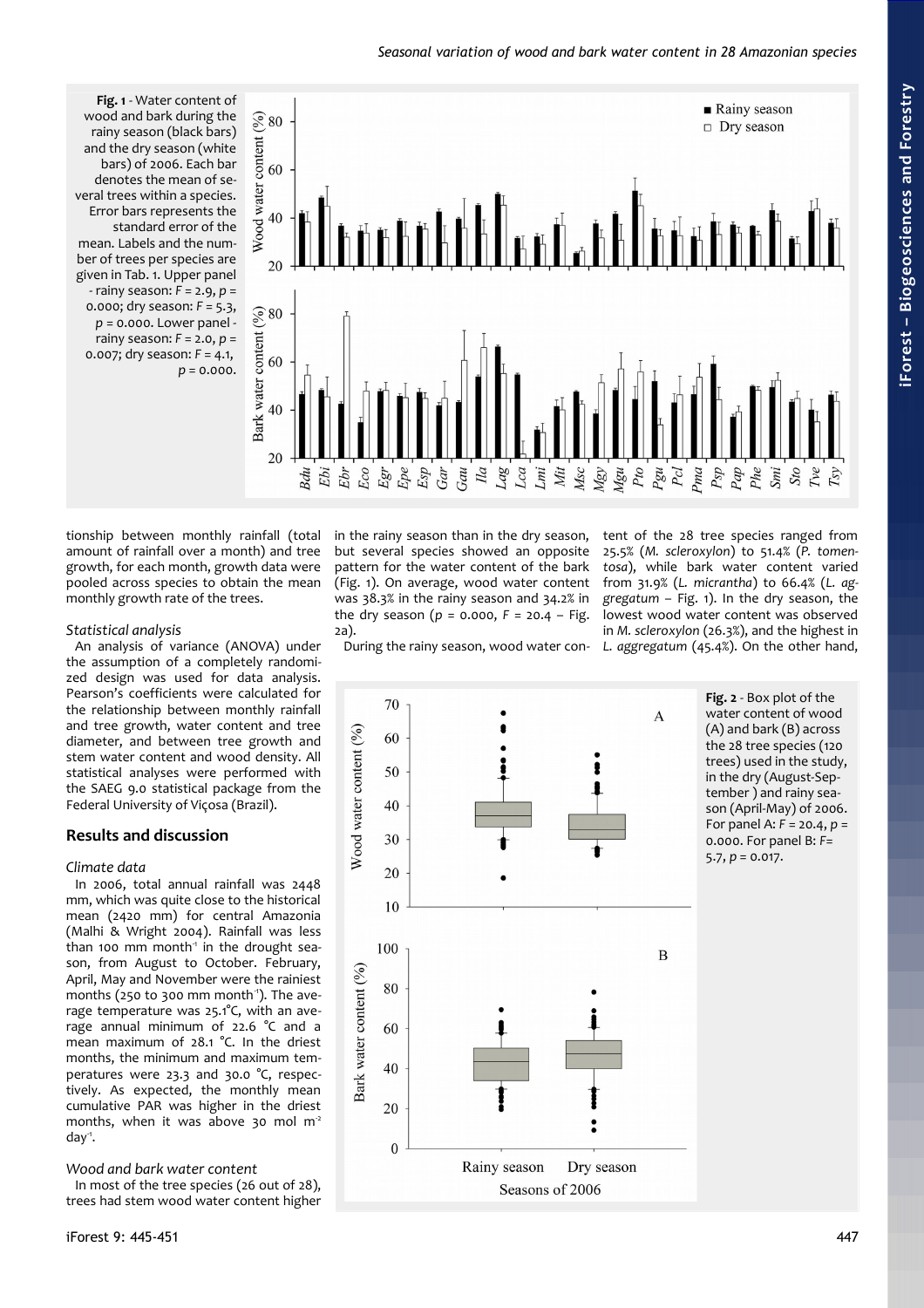**Fig. 1** - Water content of wood and bark during the rainy season (black bars) and the dry season (white bars) of 2006. Each bar denotes the mean of several trees within a species. Error bars represents the standard error of the mean. Labels and the number of trees per species are given in Tab. 1. Upper panel - rainy season: $F = 2.9$, $p = 0.000$; dry season: $F = 5.3$, $p = 0.000$. Lower panel - rainy season: $F = 2.0$, $p = 0.007$; dry season: $F = 4.1$, $p = 0.000$.

tionship between monthly rainfall (total amount of rainfall over a month) and tree growth, for each month, growth data were pooled across species to obtain the mean monthly growth rate of the trees.

### Statistical analysis

An analysis of variance (ANOVA) under the assumption of a completely randomized design was used for data analysis. Pearson's coefficients were calculated for the relationship between monthly rainfall and tree growth, water content and tree diameter, and between tree growth and stem water content and wood density. All statistical analyses were performed with the SAEG 9.0 statistical package from the Federal University of Viçosa (Brazil).

## Results and discussion

### Climate data

In 2006, total annual rainfall was 2448 mm, which was quite close to the historical mean (2420 mm) for central Amazonia (Malhi & Wright 2004). Rainfall was less than 100 mm month$^{-1}$ in the drought season, from August to October. February, April, May and November were the rainiest months (250 to 300 mm month$^{-1}$). The average temperature was 25.1°C, with an average annual minimum of 22.6 °C and a mean maximum of 28.1 °C. In the driest months, the minimum and maximum temperatures were 23.3 and 30.0 °C, respectively. As expected, the monthly mean cumulative PAR was higher in the driest months, when it was above 30 mol m$^{-2}$ day$^{-1}$.

### Wood and bark water content

In most of the tree species (26 out of 28), trees had stem wood water content higher in the rainy season than in the dry season, but several species showed an opposite pattern for the water content of the bark (Fig. 1). On average, wood water content was 38.3% in the rainy season and 34.2% in the dry season ($p = 0.000$, $F = 20.4$ – Fig. 2a).

During the rainy season, wood water content of the 28 tree species ranged from 25.5% (*M. scleroxylon*) to 51.4% (*P. tomentosa*), while bark water content varied from 31.9% (*L. micrantha*) to 66.4% (*L. aggregatum* – Fig. 1). In the dry season, the lowest wood water content was observed in *M. scleroxylon* (26.3%), and the highest in *L. aggregatum* (45.4%). On the other hand,

**Fig. 2** - Box plot of the water content of wood (A) and bark (B) across the 28 tree species (120 trees) used in the study, in the dry (August-September ) and rainy season (April-May) of 2006. For panel A: $F = 20.4$, $p = 0.000$. For panel B: $F = 5.7$, $p = 0.017$.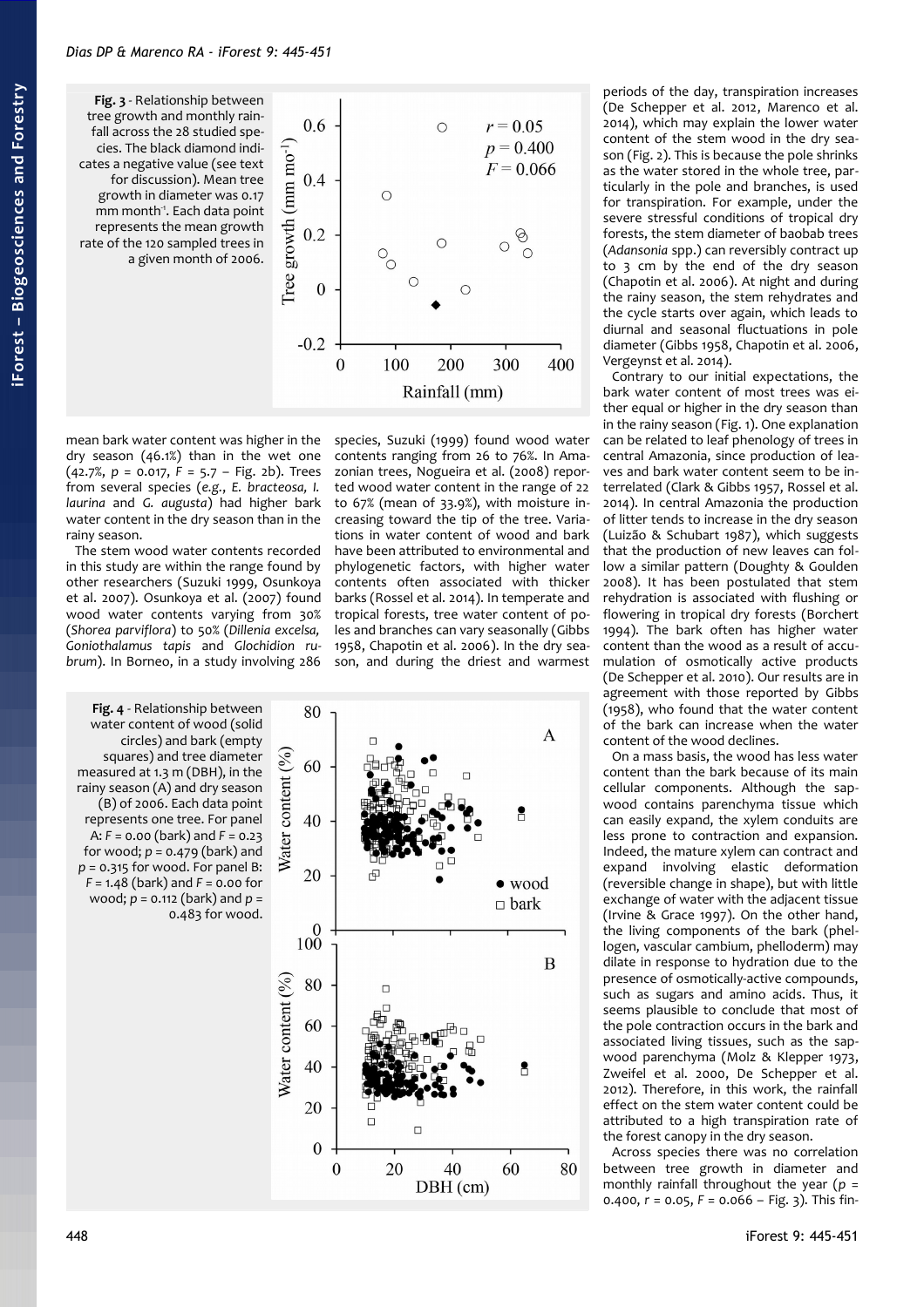**Fig. 3** - Relationship between tree growth and monthly rainfall across the 28 studied species. The black diamond indicates a negative value (see text for discussion). Mean tree growth in diameter was 0.17 mm month$^{-1}$. Each data point represents the mean growth rate of the 120 sampled trees in a given month of 2006.

mean bark water content was higher in the dry season (46.1%) than in the wet one (42.7%, $p$ = 0.017, $F$ = 5.7 – Fig. 2b). Trees from several species (*e.g.*, *E. bracteosa, I. laurina* and *G. augusta*) had higher bark water content in the dry season than in the rainy season.

The stem wood water contents recorded in this study are within the range found by other researchers (Suzuki 1999, Osunkoya et al. 2007). Osunkoya et al. (2007) found wood water contents varying from 30% (*Shorea parviflora*) to 50% (*Dillenia excelsa, Goniothalamus tapis* and *Glochidion rubrum*). In Borneo, in a study involving 286 species, Suzuki (1999) found wood water contents ranging from 26 to 76%. In Amazonian trees, Nogueira et al. (2008) reported wood water content in the range of 22 to 67% (mean of 33.9%), with moisture increasing toward the tip of the tree. Variations in water content of wood and bark have been attributed to environmental and phylogenetic factors, with higher water contents often associated with thicker barks (Rossel et al. 2014). In temperate and tropical forests, tree water content of poles and branches can vary seasonally (Gibbs 1958, Chapotin et al. 2006). In the dry season, and during the driest and warmest periods of the day, transpiration increases (De Schepper et al. 2012, Marenco et al. 2014), which may explain the lower water content of the stem wood in the dry season (Fig. 2). This is because the pole shrinks as the water stored in the whole tree, particularly in the pole and branches, is used for transpiration. For example, under the severe stressful conditions of tropical dry forests, the stem diameter of baobab trees (*Adansonia* spp.) can reversibly contract up to 3 cm by the end of the dry season (Chapotin et al. 2006). At night and during the rainy season, the stem rehydrates and the cycle starts over again, which leads to diurnal and seasonal fluctuations in pole diameter (Gibbs 1958, Chapotin et al. 2006, Vergeynst et al. 2014).

**Fig. 4** - Relationship between water content of wood (solid circles) and bark (empty squares) and tree diameter measured at 1.3 m (DBH), in the rainy season (A) and dry season (B) of 2006. Each data point represents one tree. For panel A: $F$ = 0.00 (bark) and $F$ = 0.23 for wood; $p$ = 0.479 (bark) and $p$ = 0.315 for wood. For panel B: $F$ = 1.48 (bark) and $F$ = 0.00 for wood; $p$ = 0.112 (bark) and $p$ = 0.483 for wood.

Contrary to our initial expectations, the bark water content of most trees was either equal or higher in the dry season than in the rainy season (Fig. 1). One explanation can be related to leaf phenology of trees in central Amazonia, since production of leaves and bark water content seem to be interrelated (Clark & Gibbs 1957, Rossel et al. 2014). In central Amazonia the production of litter tends to increase in the dry season (Luizão & Schubart 1987), which suggests that the production of new leaves can follow a similar pattern (Doughty & Goulden 2008). It has been postulated that stem rehydration is associated with flushing or flowering in tropical dry forests (Borchert 1994). The bark often has higher water content than the wood as a result of accumulation of osmotically active products (De Schepper et al. 2010). Our results are in agreement with those reported by Gibbs (1958), who found that the water content of the bark can increase when the water content of the wood declines.

On a mass basis, the wood has less water content than the bark because of its main cellular components. Although the sapwood contains parenchyma tissue which can easily expand, the xylem conduits are less prone to contraction and expansion. Indeed, the mature xylem can contract and expand involving elastic deformation (reversible change in shape), but with little exchange of water with the adjacent tissue (Irvine & Grace 1997). On the other hand, the living components of the bark (phellogen, vascular cambium, phelloderm) may dilate in response to hydration due to the presence of osmotically-active compounds, such as sugars and amino acids. Thus, it seems plausible to conclude that most of the pole contraction occurs in the bark and associated living tissues, such as the sapwood parenchyma (Molz & Klepper 1973, Zweifel et al. 2000, De Schepper et al. 2012). Therefore, in this work, the rainfall effect on the stem water content could be attributed to a high transpiration rate of the forest canopy in the dry season.

Across species there was no correlation between tree growth in diameter and monthly rainfall throughout the year ($p$ = 0.400, $r$ = 0.05, $F$ = 0.066 – Fig. 3). This fin-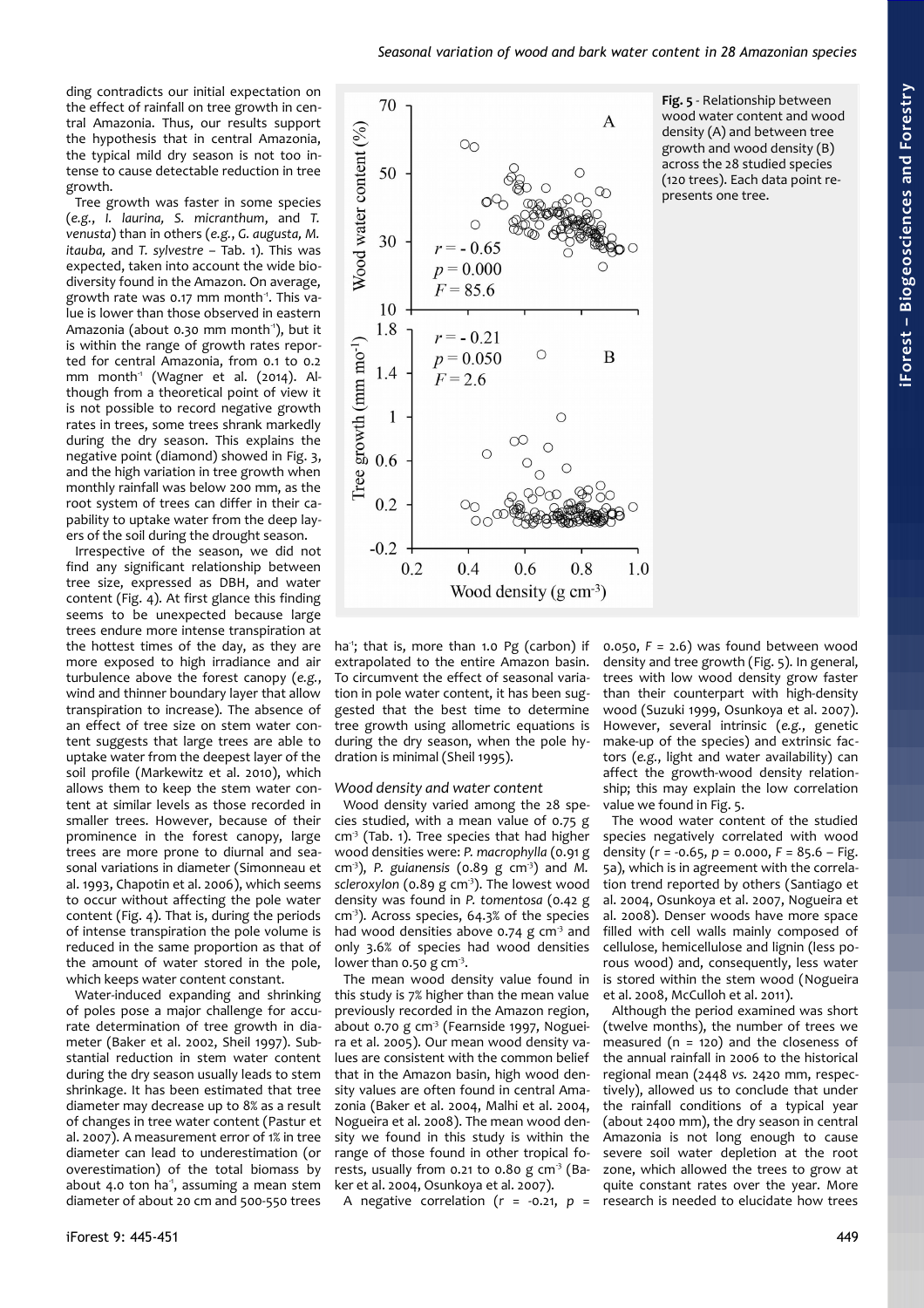ding contradicts our initial expectation on the effect of rainfall on tree growth in central Amazonia. Thus, our results support the hypothesis that in central Amazonia, the typical mild dry season is not too intense to cause detectable reduction in tree growth.

Tree growth was faster in some species (*e.g.*, *I. laurina*, *S. micranthum*, and *T. venusta*) than in others (*e.g.*, *G. augusta, M. itauba,* and *T. sylvestre* – Tab. 1). This was expected, taken into account the wide biodiversity found in the Amazon. On average, growth rate was 0.17 mm month$^{-1}$. This value is lower than those observed in eastern Amazonia (about 0.30 mm month$^{-1}$), but it is within the range of growth rates reported for central Amazonia, from 0.1 to 0.2 mm month$^{-1}$ (Wagner et al. (2014). Although from a theoretical point of view it is not possible to record negative growth rates in trees, some trees shrank markedly during the dry season. This explains the negative point (diamond) showed in Fig. 3, and the high variation in tree growth when monthly rainfall was below 200 mm, as the root system of trees can differ in their capability to uptake water from the deep layers of the soil during the drought season.

Irrespective of the season, we did not find any significant relationship between tree size, expressed as DBH, and water content (Fig. 4). At first glance this finding seems to be unexpected because large trees endure more intense transpiration at the hottest times of the day, as they are more exposed to high irradiance and air turbulence above the forest canopy (*e.g.*, wind and thinner boundary layer that allow transpiration to increase). The absence of an effect of tree size on stem water content suggests that large trees are able to uptake water from the deepest layer of the soil profile (Markewitz et al. 2010), which allows them to keep the stem water content at similar levels as those recorded in smaller trees. However, because of their prominence in the forest canopy, large trees are more prone to diurnal and seasonal variations in diameter (Simonneau et al. 1993, Chapotin et al. 2006), which seems to occur without affecting the pole water content (Fig. 4). That is, during the periods of intense transpiration the pole volume is reduced in the same proportion as that of the amount of water stored in the pole, which keeps water content constant.

Water-induced expanding and shrinking of poles pose a major challenge for accurate determination of tree growth in diameter (Baker et al. 2002, Sheil 1997). Substantial reduction in stem water content during the dry season usually leads to stem shrinkage. It has been estimated that tree diameter may decrease up to 8% as a result of changes in tree water content (Pastur et al. 2007). A measurement error of 1% in tree diameter can lead to underestimation (or overestimation) of the total biomass by about 4.0 ton ha$^{-1}$, assuming a mean stem diameter of about 20 cm and 500-550 trees ha$^{-1}$; that is, more than 1.0 Pg (carbon) if extrapolated to the entire Amazon basin. To circumvent the effect of seasonal variation in pole water content, it has been suggested that the best time to determine tree growth using allometric equations is during the dry season, when the pole hydration is minimal (Sheil 1995).

**Fig. 5** - Relationship between wood water content and wood density (A) and between tree growth and wood density (B) across the 28 studied species (120 trees). Each data point represents one tree.

### *Wood density and water content*

Wood density varied among the 28 species studied, with a mean value of 0.75 g cm$^{-3}$ (Tab. 1). Tree species that had higher wood densities were: *P. macrophylla* (0.91 g cm$^{-3}$), *P. guianensis* (0.89 g cm$^{-3}$) and *M. scleroxylon* (0.89 g cm$^{-3}$). The lowest wood density was found in *P. tomentosa* (0.42 g cm$^{-3}$). Across species, 64.3% of the species had wood densities above 0.74 g cm$^{-3}$ and only 3.6% of species had wood densities lower than 0.50 g cm$^{-3}$.

The mean wood density value found in this study is 7% higher than the mean value previously recorded in the Amazon region, about 0.70 g cm$^{-3}$ (Fearnside 1997, Nogueira et al. 2005). Our mean wood density values are consistent with the common belief that in the Amazon basin, high wood density values are often found in central Amazonia (Baker et al. 2004, Malhi et al. 2004, Nogueira et al. 2008). The mean wood density we found in this study is within the range of those found in other tropical forests, usually from 0.21 to 0.80 g cm$^{-3}$ (Baker et al. 2004, Osunkoya et al. 2007).

A negative correlation ($r$ = -0.21, $p$ = 0.050, $F$ = 2.6) was found between wood density and tree growth (Fig. 5). In general, trees with low wood density grow faster than their counterpart with high-density wood (Suzuki 1999, Osunkoya et al. 2007). However, several intrinsic (*e.g.*, genetic make-up of the species) and extrinsic factors (*e.g.*, light and water availability) can affect the growth-wood density relationship; this may explain the low correlation value we found in Fig. 5.

The wood water content of the studied species negatively correlated with wood density ($r$ = -0.65, $p$ = 0.000, $F$ = 85.6 – Fig. 5a), which is in agreement with the correlation trend reported by others (Santiago et al. 2004, Osunkoya et al. 2007, Nogueira et al. 2008). Denser woods have more space filled with cell walls mainly composed of cellulose, hemicellulose and lignin (less porous wood) and, consequently, less water is stored within the stem wood (Nogueira et al. 2008, McCulloh et al. 2011).

Although the period examined was short (twelve months), the number of trees we measured (n = 120) and the closeness of the annual rainfall in 2006 to the historical regional mean (2448 *vs.* 2420 mm, respectively), allowed us to conclude that under the rainfall conditions of a typical year (about 2400 mm), the dry season in central Amazonia is not long enough to cause severe soil water depletion at the root zone, which allowed the trees to grow at quite constant rates over the year. More research is needed to elucidate how trees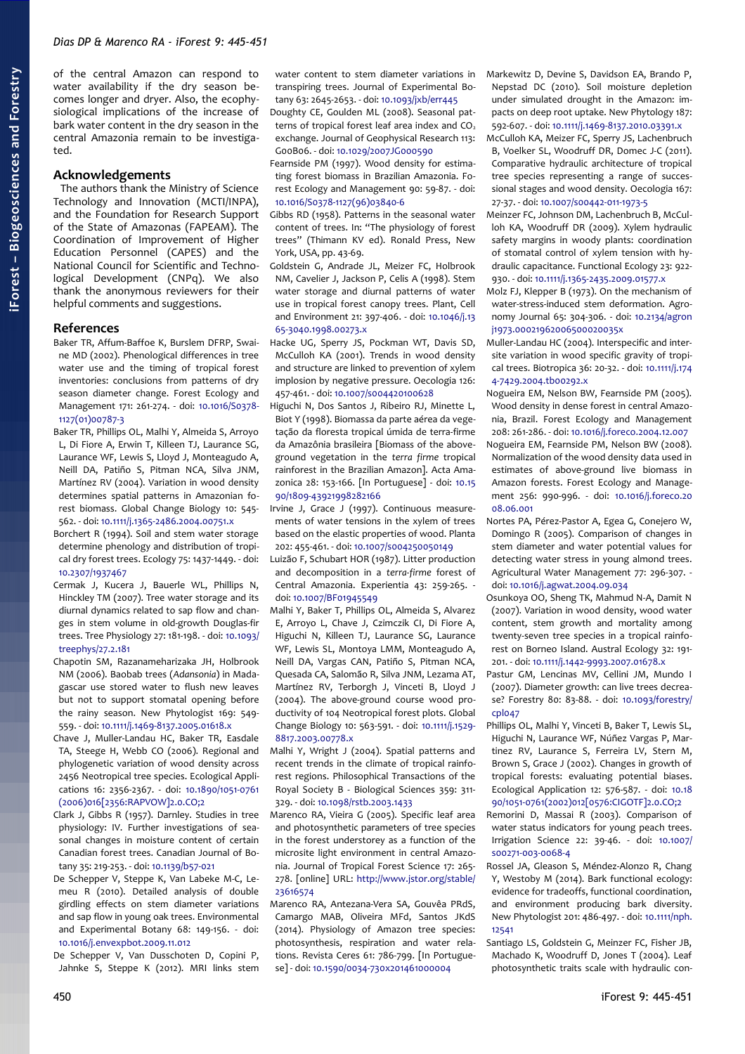of the central Amazon can respond to water availability if the dry season becomes longer and dryer. Also, the ecophysiological implications of the increase of bark water content in the dry season in the central Amazonia remain to be investigated.

## Acknowledgements

The authors thank the Ministry of Science Technology and Innovation (MCTI/INPA), and the Foundation for Research Support of the State of Amazonas (FAPEAM). The Coordination of Improvement of Higher Education Personnel (CAPES) and the National Council for Scientific and Technological Development (CNPq). We also thank the anonymous reviewers for their helpful comments and suggestions.

## References

Baker TR, Affum-Baffoe K, Burslem DFRP, Swaine MD (2002). Phenological differences in tree water use and the timing of tropical forest inventories: conclusions from patterns of dry season diameter change. Forest Ecology and Management 171: 261-274. - doi: 10.1016/S0378-1127(01)00787-3

Baker TR, Phillips OL, Malhi Y, Almeida S, Arroyo L, Di Fiore A, Erwin T, Killeen TJ, Laurance SG, Laurance WF, Lewis S, Lloyd J, Monteagudo A, Neill DA, Patiño S, Pitman NCA, Silva JNM, Martínez RV (2004). Variation in wood density determines spatial patterns in Amazonian forest biomass. Global Change Biology 10: 545-562. - doi: 10.1111/j.1365-2486.2004.00751.x

Borchert R (1994). Soil and stem water storage determine phenology and distribution of tropical dry forest trees. Ecology 75: 1437-1449. - doi: 10.2307/1937467

Cermak J, Kucera J, Bauerle WL, Phillips N, Hinckley TM (2007). Tree water storage and its diurnal dynamics related to sap flow and changes in stem volume in old-growth Douglas-fir trees. Tree Physiology 27: 181-198. - doi: 10.1093/treephys/27.2.181

Chapotin SM, Razanameharizaka JH, Holbrook NM (2006). Baobab trees (*Adansonia*) in Madagascar use stored water to flush new leaves but not to support stomatal opening before the rainy season. New Phytologist 169: 549-559. - doi: 10.1111/j.1469-8137.2005.01618.x

Chave J, Muller-Landau HC, Baker TR, Easdale TA, Steege H, Webb CO (2006). Regional and phylogenetic variation of wood density across 2456 Neotropical tree species. Ecological Applications 16: 2356-2367. - doi: 10.1890/1051-0761(2006)016[2356:RAPVOW]2.0.CO;2

Clark J, Gibbs R (1957). Darnley. Studies in tree physiology: IV. Further investigations of seasonal changes in moisture content of certain Canadian forest trees. Canadian Journal of Botany 35: 219-253. - doi: 10.1139/b57-021

De Schepper V, Steppe K, Van Labeke M-C, Lemeu R (2010). Detailed analysis of double girdling effects on stem diameter variations and sap flow in young oak trees. Environmental and Experimental Botany 68: 149-156. - doi: 10.1016/j.envexpbot.2009.11.012

De Schepper V, Van Dusschoten D, Copini P, Jahnke S, Steppe K (2012). MRI links stem water content to stem diameter variations in transpiring trees. Journal of Experimental Botany 63: 2645-2653. - doi: 10.1093/jxb/err445

Doughty CE, Goulden ML (2008). Seasonal patterns of tropical forest leaf area index and $CO_2$ exchange. Journal of Geophysical Research 113: G00B06. - doi: 10.1029/2007JG000590

Fearnside PM (1997). Wood density for estimating forest biomass in Brazilian Amazonia. Forest Ecology and Management 90: 59-87. - doi: 10.1016/S0378-1127(96)03840-6

Gibbs RD (1958). Patterns in the seasonal water content of trees. In: "The physiology of forest trees" (Thimann KV ed). Ronald Press, New York, USA, pp. 43-69.

Goldstein G, Andrade JL, Meizer FC, Holbrook NM, Cavelier J, Jackson P, Celis A (1998). Stem water storage and diurnal patterns of water use in tropical forest canopy trees. Plant, Cell and Environment 21: 397-406. - doi: 10.1046/j.1365-3040.1998.00273.x

Hacke UG, Sperry JS, Pockman WT, Davis SD, McCulloh KA (2001). Trends in wood density and structure are linked to prevention of xylem implosion by negative pressure. Oecologia 126: 457-461. - doi: 10.1007/s004420100628

Higuchi N, Dos Santos J, Ribeiro RJ, Minette L, Biot Y (1998). Biomassa da parte aérea da vegetação da floresta tropical úmida de terra-firme da Amazônia brasileira [Biomass of the above-ground vegetation in the *terra firme* tropical rainforest in the Brazilian Amazon]. Acta Amazonica 28: 153-166. [In Portuguese] - doi: 10.1590/1809-43921998282166

Irvine J, Grace J (1997). Continuous measurements of water tensions in the xylem of trees based on the elastic properties of wood. Planta 202: 455-461. - doi: 10.1007/s004250050149

Luizão F, Schubart HOR (1987). Litter production and decomposition in a *terra-firme* forest of Central Amazonia. Experientia 43: 259-265. - doi: 10.1007/BF01945549

Malhi Y, Baker T, Phillips OL, Almeida S, Alvarez E, Arroyo L, Chave J, Czimczik CI, Di Fiore A, Higuchi N, Killeen TJ, Laurance SG, Laurance WF, Lewis SL, Montoya LMM, Monteagudo A, Neill DA, Vargas CAN, Patiño S, Pitman NCA, Quesada CA, Salomão R, Silva JNM, Lezama AT, Martínez RV, Terborgh J, Vinceti B, Lloyd J (2004). The above-ground course wood productivity of 104 Neotropical forest plots. Global Change Biology 10: 563-591. - doi: 10.1111/j.1529-8817.2003.00778.x

Malhi Y, Wright J (2004). Spatial patterns and recent trends in the climate of tropical rainforest regions. Philosophical Transactions of the Royal Society B - Biological Sciences 359: 311-329. - doi: 10.1098/rstb.2003.1433

Marenco RA, Vieira G (2005). Specific leaf area and photosynthetic parameters of tree species in the forest understorey as a function of the microsite light environment in central Amazonia. Journal of Tropical Forest Science 17: 265-278. [online] URL: http://www.jstor.org/stable/23616574

Marenco RA, Antezana-Vera SA, Gouvêa PRdS, Camargo MAB, Oliveira MFd, Santos JKdS (2014). Physiology of Amazon tree species: photosynthesis, respiration and water relations. Revista Ceres 61: 786-799. [In Portuguese] - doi: 10.1590/0034-737x201461000004

Markewitz D, Devine S, Davidson EA, Brando P, Nepstad DC (2010). Soil moisture depletion under simulated drought in the Amazon: impacts on deep root uptake. New Phytology 187: 592-607. - doi: 10.1111/j.1469-8137.2010.03391.x

McCulloh KA, Meizer FC, Sperry JS, Lachenbruch B, Voelker SL, Woodruff DR, Domec J-C (2011). Comparative hydraulic architecture of tropical tree species representing a range of successional stages and wood density. Oecologia 167: 27-37. - doi: 10.1007/s00442-011-1973-5

Meinzer FC, Johnson DM, Lachenbruch B, McCulloh KA, Woodruff DR (2009). Xylem hydraulic safety margins in woody plants: coordination of stomatal control of xylem tension with hydraulic capacitance. Functional Ecology 23: 922-930. - doi: 10.1111/j.1365-2435.2009.01577.x

Molz FJ, Klepper B (1973). On the mechanism of water-stress-induced stem deformation. Agronomy Journal 65: 304-306. - doi: 10.2134/agronj1973.00021962006500020035x

Muller-Landau HC (2004). Interspecific and inter-site variation in wood specific gravity of tropical trees. Biotropica 36: 20-32. - doi: 10.1111/j.1744-7429.2004.tb00292.x

Nogueira EM, Nelson BW, Fearnside PM (2005). Wood density in dense forest in central Amazonia, Brazil. Forest Ecology and Management 208: 261-286. - doi: 10.1016/j.foreco.2004.12.007

Nogueira EM, Fearnside PM, Nelson BW (2008). Normalization of the wood density data used in estimates of above-ground live biomass in Amazon forests. Forest Ecology and Management 256: 990-996. - doi: 10.1016/j.foreco.2008.06.001

Nortes PA, Pérez-Pastor A, Egea G, Conejero W, Domingo R (2005). Comparison of changes in stem diameter and water potential values for detecting water stress in young almond trees. Agricultural Water Management 77: 296-307. - doi: 10.1016/j.agwat.2004.09.034

Osunkoya OO, Sheng TK, Mahmud N-A, Damit N (2007). Variation in wood density, wood water content, stem growth and mortality among twenty-seven tree species in a tropical rainforest on Borneo Island. Austral Ecology 32: 191-201. - doi: 10.1111/j.1442-9993.2007.01678.x

Pastur GM, Lencinas MV, Cellini JM, Mundo I (2007). Diameter growth: can live trees decrease? Forestry 80: 83-88. - doi: 10.1093/forestry/cpl047

Phillips OL, Malhi Y, Vinceti B, Baker T, Lewis SL, Higuchi N, Laurance WF, Núñez Vargas P, Martinez RV, Laurance S, Ferreira LV, Stern M, Brown S, Grace J (2002). Changes in growth of tropical forests: evaluating potential biases. Ecological Application 12: 576-587. - doi: 10.1890/1051-0761(2002)012[0576:CIGOTF]2.0.CO;2

Remorini D, Massai R (2003). Comparison of water status indicators for young peach trees. Irrigation Science 22: 39-46. - doi: 10.1007/s00271-003-0068-4

Rossel JA, Gleason S, Méndez-Alonzo R, Chang Y, Westoby M (2014). Bark functional ecology: evidence for tradeoffs, functional coordination, and environment producing bark diversity. New Phytologist 201: 486-497. - doi: 10.1111/nph.12541

Santiago LS, Goldstein G, Meinzer FC, Fisher JB, Machado K, Woodruff D, Jones T (2004). Leaf photosynthetic traits scale with hydraulic con-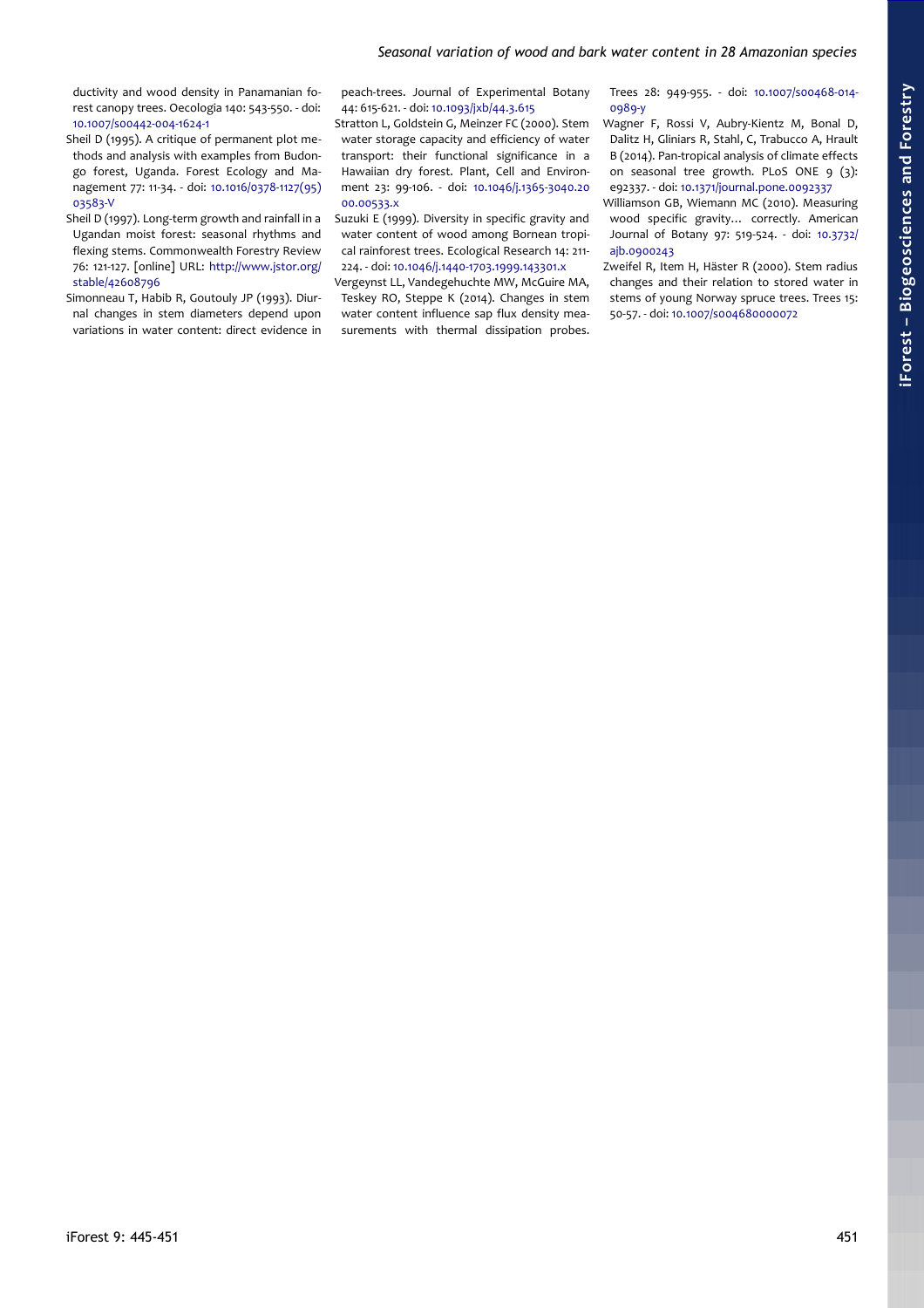ductivity and wood density in Panamanian forest canopy trees. Oecologia 140: 543-550. - doi: 10.1007/s00442-004-1624-1

Sheil D (1995). A critique of permanent plot methods and analysis with examples from Budongo forest, Uganda. Forest Ecology and Management 77: 11-34. - doi: 10.1016/0378-1127(95)03583-V

Sheil D (1997). Long-term growth and rainfall in a Ugandan moist forest: seasonal rhythms and flexing stems. Commonwealth Forestry Review 76: 121-127. [online] URL: http://www.jstor.org/stable/42608796

Simonneau T, Habib R, Goutouly JP (1993). Diurnal changes in stem diameters depend upon variations in water content: direct evidence in peach-trees. Journal of Experimental Botany 44: 615-621. - doi: 10.1093/jxb/44.3.615

Stratton L, Goldstein G, Meinzer FC (2000). Stem water storage capacity and efficiency of water transport: their functional significance in a Hawaiian dry forest. Plant, Cell and Environment 23: 99-106. - doi: 10.1046/j.1365-3040.2000.00533.x

Suzuki E (1999). Diversity in specific gravity and water content of wood among Bornean tropical rainforest trees. Ecological Research 14: 211-224. - doi: 10.1046/j.1440-1703.1999.143301.x

Vergeynst LL, Vandegehuchte MW, McGuire MA, Teskey RO, Steppe K (2014). Changes in stem water content influence sap flux density measurements with thermal dissipation probes. Trees 28: 949-955. - doi: 10.1007/s00468-014-0989-y

Wagner F, Rossi V, Aubry-Kientz M, Bonal D, Dalitz H, Gliniars R, Stahl, C, Trabucco A, Hrault B (2014). Pan-tropical analysis of climate effects on seasonal tree growth. PLoS ONE 9 (3): e92337. - doi: 10.1371/journal.pone.0092337

Williamson GB, Wiemann MC (2010). Measuring wood specific gravity… correctly. American Journal of Botany 97: 519-524. - doi: 10.3732/ajb.0900243

Zweifel R, Item H, Häster R (2000). Stem radius changes and their relation to stored water in stems of young Norway spruce trees. Trees 15: 50-57. - doi: 10.1007/s004680000072